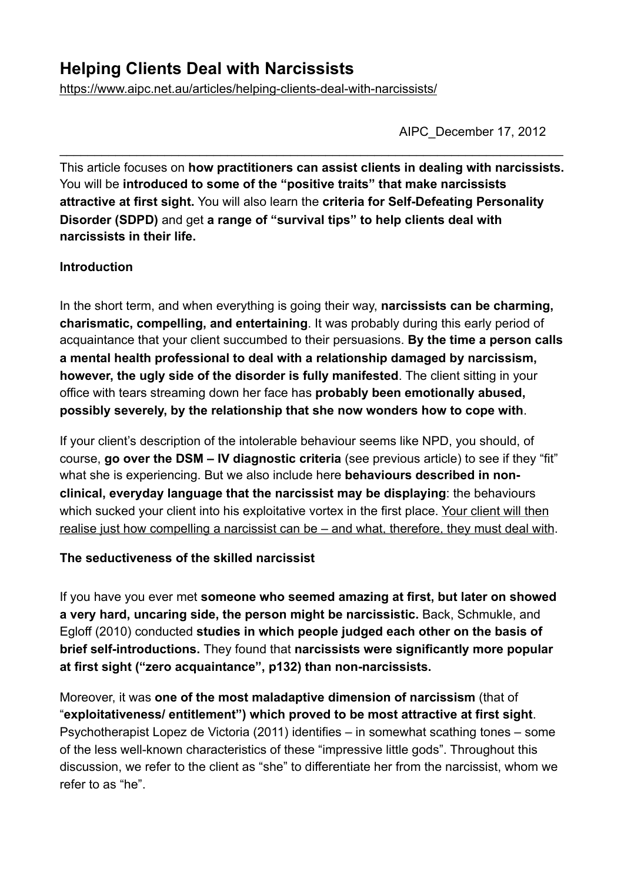# Helping Clients Deal with Narcissists

https://www.aipc.net.au/articles/helping-clients-deal-with-narcissists/

AIPC_December 17, 2012

---

This article focuses on **how practitioners can assist clients in dealing with narcissists.** You will be **introduced to some of the "positive traits" that make narcissists attractive at first sight.** You will also learn the **criteria for Self-Defeating Personality Disorder (SDPD)** and get **a range of "survival tips" to help clients deal with narcissists in their life.**

**Introduction**

In the short term, and when everything is going their way, **narcissists can be charming, charismatic, compelling, and entertaining**. It was probably during this early period of acquaintance that your client succumbed to their persuasions. **By the time a person calls a mental health professional to deal with a relationship damaged by narcissism, however, the ugly side of the disorder is fully manifested**. The client sitting in your office with tears streaming down her face has **probably been emotionally abused, possibly severely, by the relationship that she now wonders how to cope with**.

If your client's description of the intolerable behaviour seems like NPD, you should, of course, **go over the DSM – IV diagnostic criteria** (see previous article) to see if they "fit" what she is experiencing. But we also include here **behaviours described in non-clinical, everyday language that the narcissist may be displaying**: the behaviours which sucked your client into his exploitative vortex in the first place. <u>Your client will then realise just how compelling a narcissist can be – and what, therefore, they must deal with</u>.

**The seductiveness of the skilled narcissist**

If you have you ever met **someone who seemed amazing at first, but later on showed a very hard, uncaring side, the person might be narcissistic.** Back, Schmukle, and Egloff (2010) conducted **studies in which people judged each other on the basis of brief self-introductions.** They found that **narcissists were significantly more popular at first sight ("zero acquaintance", p132) than non-narcissists.**

Moreover, it was **one of the most maladaptive dimension of narcissism** (that of "**exploitativeness/ entitlement") which proved to be most attractive at first sight**. Psychotherapist Lopez de Victoria (2011) identifies – in somewhat scathing tones – some of the less well-known characteristics of these "impressive little gods". Throughout this discussion, we refer to the client as "she" to differentiate her from the narcissist, whom we refer to as "he".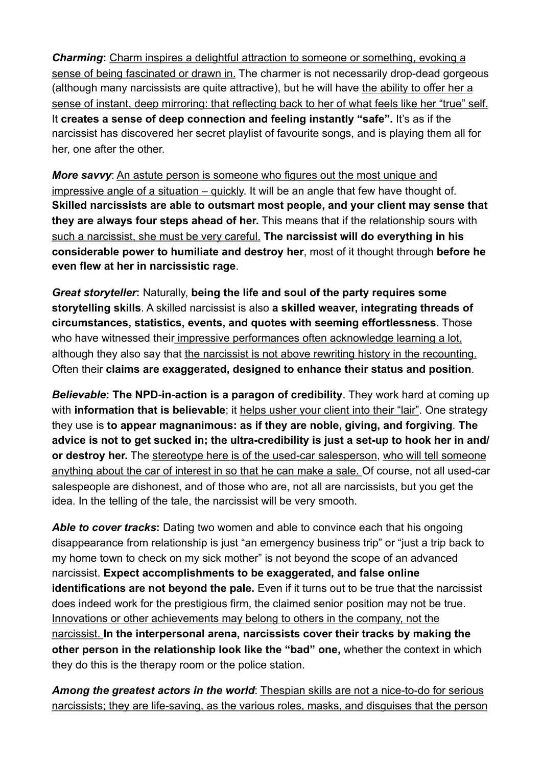***Charming*:** <u>Charm inspires a delightful attraction to someone or something, evoking a sense of being fascinated or drawn in.</u> The charmer is not necessarily drop-dead gorgeous (although many narcissists are quite attractive), but he will have <u>the ability to offer her a sense of instant, deep mirroring: that reflecting back to her of what feels like her "true" self.</u> It **creates a sense of deep connection and feeling instantly "safe".** It's as if the narcissist has discovered her secret playlist of favourite songs, and is playing them all for her, one after the other.

***More savvy***: <u>An astute person is someone who figures out the most unique and impressive angle of a situation – quickly</u>. It will be an angle that few have thought of. **Skilled narcissists are able to outsmart most people, and your client may sense that they are always four steps ahead of her.** This means that <u>if the relationship sours with such a narcissist, she must be very careful.</u> **The narcissist will do everything in his considerable power to humiliate and destroy her**, most of it thought through **before he even flew at her in narcissistic rage**.

***Great storyteller*:** Naturally, **being the life and soul of the party requires some storytelling skills**. A skilled narcissist is also **a skilled weaver, integrating threads of circumstances, statistics, events, and quotes with seeming effortlessness**. Those who have witnessed their <u>impressive performances often acknowledge learning a lot,</u> although they also say that <u>the narcissist is not above rewriting history in the recounting.</u> Often their **claims are exaggerated, designed to enhance their status and position**.

***Believable*: The NPD-in-action is a paragon of credibility**. They work hard at coming up with **information that is believable**; it <u>helps usher your client into their "lair"</u>. One strategy they use is **to appear magnanimous: as if they are noble, giving, and forgiving**. **The advice is not to get sucked in; the ultra-credibility is just a set-up to hook her in and/or destroy her.** The <u>stereotype here is of the used-car salesperson</u>, <u>who will tell someone anything about the car of interest in so that he can make a sale.</u> Of course, not all used-car salespeople are dishonest, and of those who are, not all are narcissists, but you get the idea. In the telling of the tale, the narcissist will be very smooth.

***Able to cover tracks*:** Dating two women and able to convince each that his ongoing disappearance from relationship is just "an emergency business trip" or "just a trip back to my home town to check on my sick mother" is not beyond the scope of an advanced narcissist. **Expect accomplishments to be exaggerated, and false online identifications are not beyond the pale.** Even if it turns out to be true that the narcissist does indeed work for the prestigious firm, the claimed senior position may not be true. <u>Innovations or other achievements may belong to others in the company, not the narcissist.</u> **In the interpersonal arena, narcissists cover their tracks by making the other person in the relationship look like the "bad" one,** whether the context in which they do this is the therapy room or the police station.

***Among the greatest actors in the world***: <u>Thespian skills are not a nice-to-do for serious narcissists; they are life-saving, as the various roles, masks, and disguises that the person</u>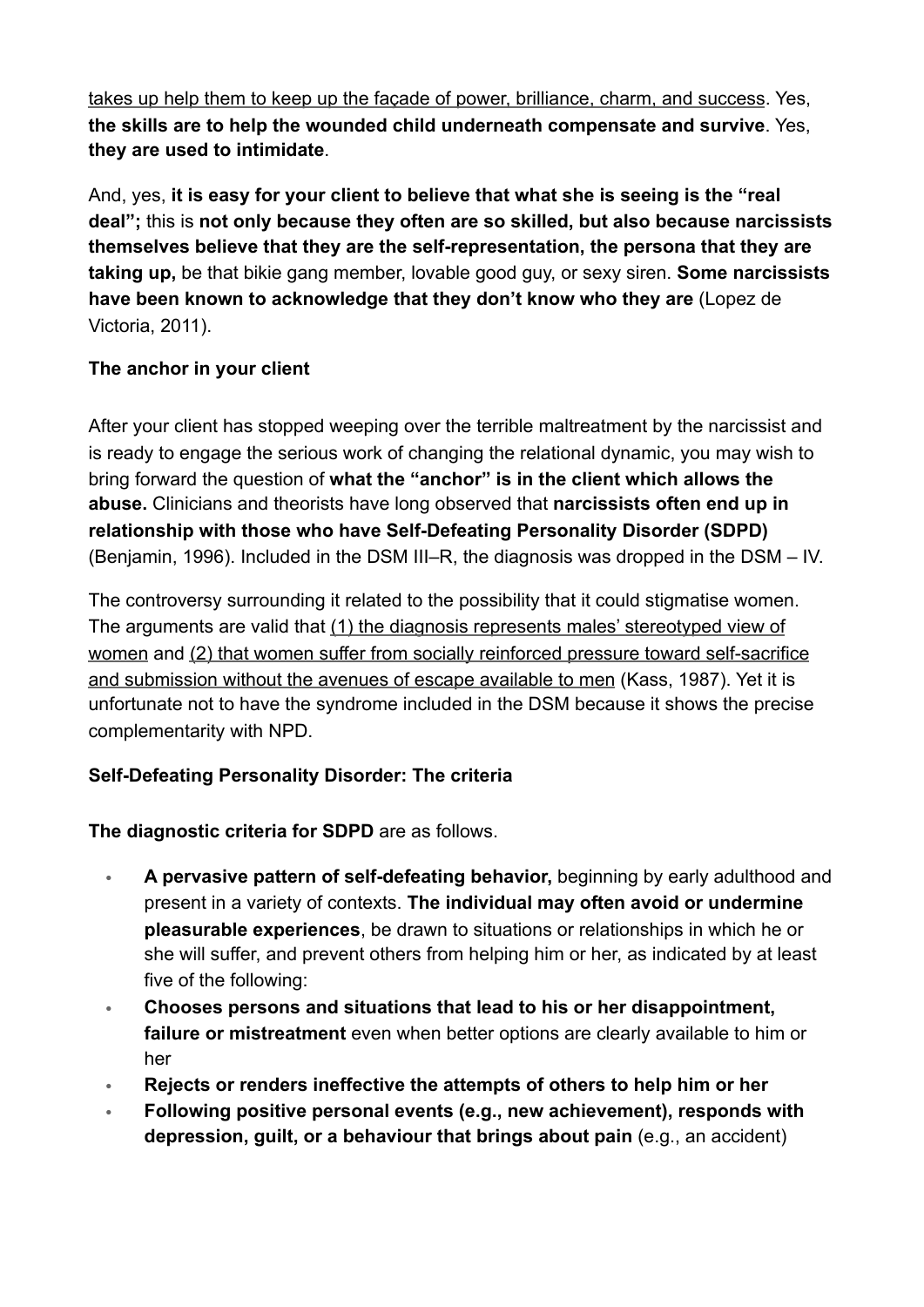takes up help them to keep up the façade of power, brilliance, charm, and success. Yes, **the skills are to help the wounded child underneath compensate and survive**. Yes, **they are used to intimidate**.

And, yes, **it is easy for your client to believe that what she is seeing is the "real deal";** this is **not only because they often are so skilled, but also because narcissists themselves believe that they are the self-representation, the persona that they are taking up,** be that bikie gang member, lovable good guy, or sexy siren. **Some narcissists have been known to acknowledge that they don't know who they are** (Lopez de Victoria, 2011).

**The anchor in your client**

After your client has stopped weeping over the terrible maltreatment by the narcissist and is ready to engage the serious work of changing the relational dynamic, you may wish to bring forward the question of **what the "anchor" is in the client which allows the abuse.** Clinicians and theorists have long observed that **narcissists often end up in relationship with those who have Self-Defeating Personality Disorder (SDPD)** (Benjamin, 1996). Included in the DSM III–R, the diagnosis was dropped in the DSM – IV.

The controversy surrounding it related to the possibility that it could stigmatise women. The arguments are valid that (1) the diagnosis represents males' stereotyped view of women and (2) that women suffer from socially reinforced pressure toward self-sacrifice and submission without the avenues of escape available to men (Kass, 1987). Yet it is unfortunate not to have the syndrome included in the DSM because it shows the precise complementarity with NPD.

**Self-Defeating Personality Disorder: The criteria**

**The diagnostic criteria for SDPD** are as follows.

- **A pervasive pattern of self-defeating behavior,** beginning by early adulthood and present in a variety of contexts. **The individual may often avoid or undermine pleasurable experiences**, be drawn to situations or relationships in which he or she will suffer, and prevent others from helping him or her, as indicated by at least five of the following:
- **Chooses persons and situations that lead to his or her disappointment, failure or mistreatment** even when better options are clearly available to him or her
- **Rejects or renders ineffective the attempts of others to help him or her**
- **Following positive personal events (e.g., new achievement), responds with depression, guilt, or a behaviour that brings about pain** (e.g., an accident)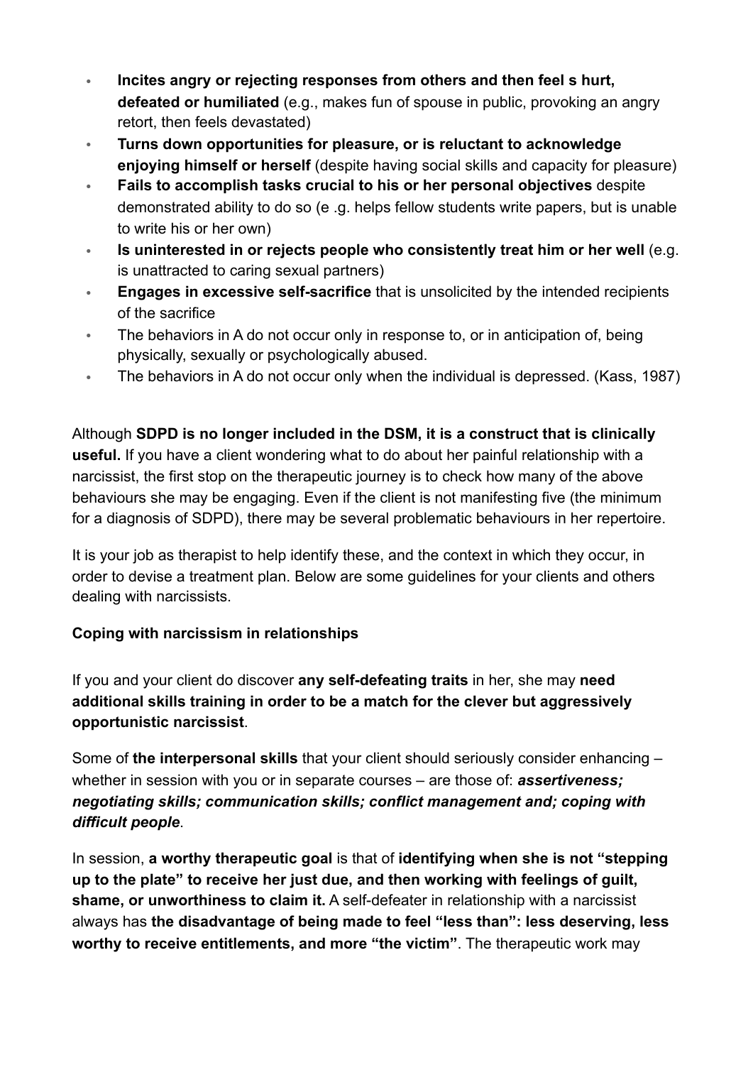- **Incites angry or rejecting responses from others and then feel s hurt, defeated or humiliated** (e.g., makes fun of spouse in public, provoking an angry retort, then feels devastated)
- **Turns down opportunities for pleasure, or is reluctant to acknowledge enjoying himself or herself** (despite having social skills and capacity for pleasure)
- **Fails to accomplish tasks crucial to his or her personal objectives** despite demonstrated ability to do so (e .g. helps fellow students write papers, but is unable to write his or her own)
- **Is uninterested in or rejects people who consistently treat him or her well** (e.g. is unattracted to caring sexual partners)
- **Engages in excessive self-sacrifice** that is unsolicited by the intended recipients of the sacrifice
- The behaviors in A do not occur only in response to, or in anticipation of, being physically, sexually or psychologically abused.
- The behaviors in A do not occur only when the individual is depressed. (Kass, 1987)

Although **SDPD is no longer included in the DSM, it is a construct that is clinically useful.** If you have a client wondering what to do about her painful relationship with a narcissist, the first stop on the therapeutic journey is to check how many of the above behaviours she may be engaging. Even if the client is not manifesting five (the minimum for a diagnosis of SDPD), there may be several problematic behaviours in her repertoire.

It is your job as therapist to help identify these, and the context in which they occur, in order to devise a treatment plan. Below are some guidelines for your clients and others dealing with narcissists.

**Coping with narcissism in relationships**

If you and your client do discover **any self-defeating traits** in her, she may **need additional skills training in order to be a match for the clever but aggressively opportunistic narcissist**.

Some of **the interpersonal skills** that your client should seriously consider enhancing – whether in session with you or in separate courses – are those of: ***assertiveness; negotiating skills; communication skills; conflict management and; coping with difficult people***.

In session, **a worthy therapeutic goal** is that of **identifying when she is not "stepping up to the plate" to receive her just due, and then working with feelings of guilt, shame, or unworthiness to claim it.** A self-defeater in relationship with a narcissist always has **the disadvantage of being made to feel "less than": less deserving, less worthy to receive entitlements, and more "the victim"**. The therapeutic work may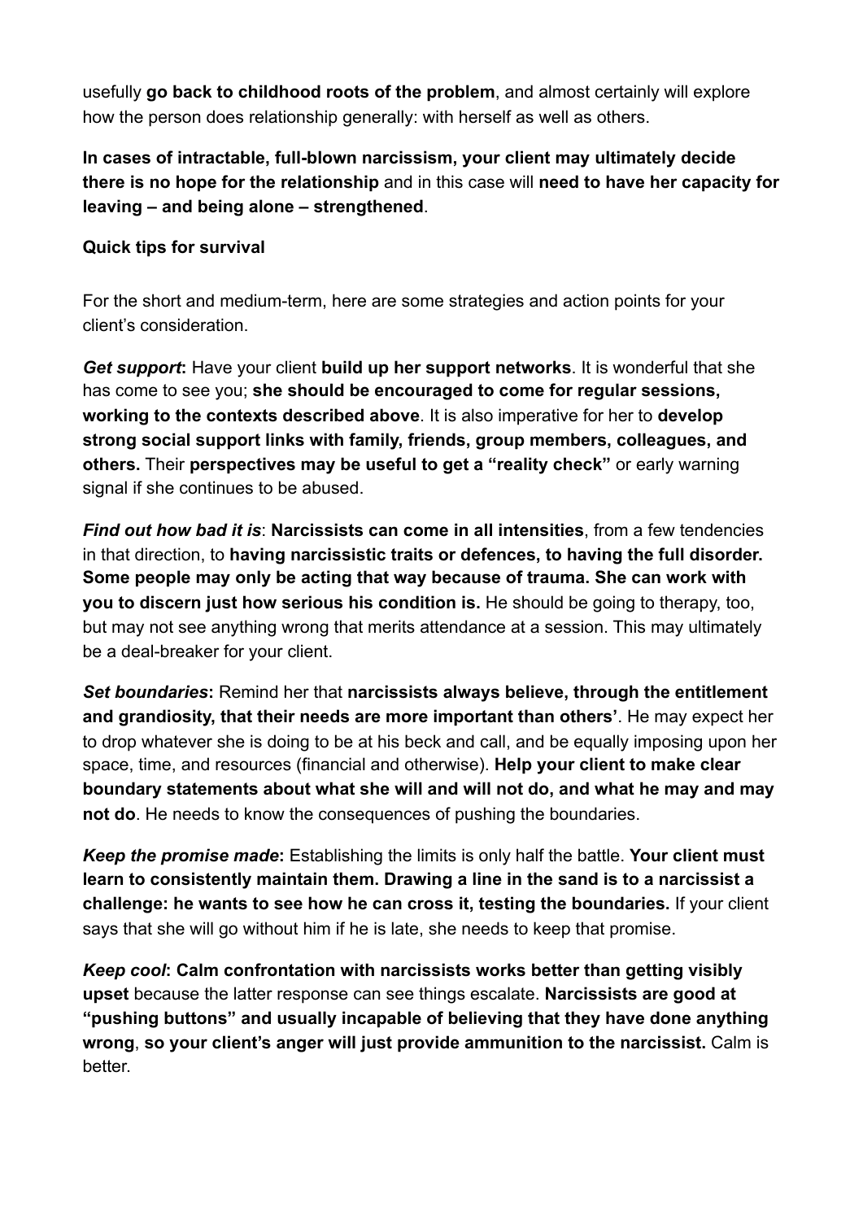usefully **go back to childhood roots of the problem**, and almost certainly will explore how the person does relationship generally: with herself as well as others.

**In cases of intractable, full-blown narcissism, your client may ultimately decide there is no hope for the relationship** and in this case will **need to have her capacity for leaving – and being alone – strengthened**.

**Quick tips for survival**

For the short and medium-term, here are some strategies and action points for your client's consideration.

***Get support*:** Have your client **build up her support networks**. It is wonderful that she has come to see you; **she should be encouraged to come for regular sessions, working to the contexts described above**. It is also imperative for her to **develop strong social support links with family, friends, group members, colleagues, and others.** Their **perspectives may be useful to get a "reality check"** or early warning signal if she continues to be abused.

***Find out how bad it is*:** **Narcissists can come in all intensities**, from a few tendencies in that direction, to **having narcissistic traits or defences, to having the full disorder. Some people may only be acting that way because of trauma. She can work with you to discern just how serious his condition is.** He should be going to therapy, too, but may not see anything wrong that merits attendance at a session. This may ultimately be a deal-breaker for your client.

***Set boundaries*:** Remind her that **narcissists always believe, through the entitlement and grandiosity, that their needs are more important than others'**. He may expect her to drop whatever she is doing to be at his beck and call, and be equally imposing upon her space, time, and resources (financial and otherwise). **Help your client to make clear boundary statements about what she will and will not do, and what he may and may not do**. He needs to know the consequences of pushing the boundaries.

***Keep the promise made*:** Establishing the limits is only half the battle. **Your client must learn to consistently maintain them. Drawing a line in the sand is to a narcissist a challenge: he wants to see how he can cross it, testing the boundaries.** If your client says that she will go without him if he is late, she needs to keep that promise.

***Keep cool*:** **Calm confrontation with narcissists works better than getting visibly upset** because the latter response can see things escalate. **Narcissists are good at "pushing buttons" and usually incapable of believing that they have done anything wrong**, **so your client's anger will just provide ammunition to the narcissist.** Calm is better.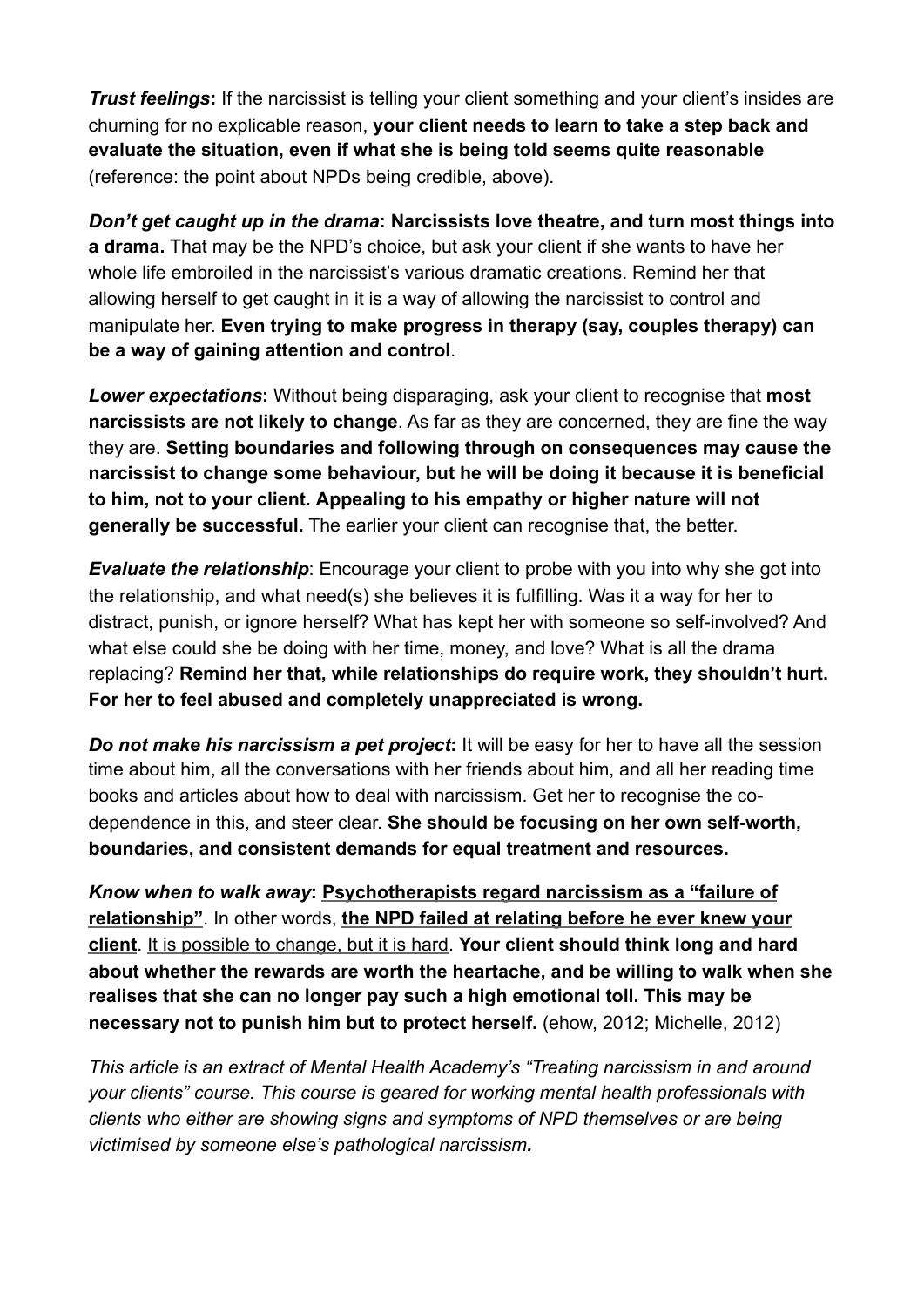***Trust feelings*:** If the narcissist is telling your client something and your client's insides are churning for no explicable reason, **your client needs to learn to take a step back and evaluate the situation, even if what she is being told seems quite reasonable** (reference: the point about NPDs being credible, above).

***Don't get caught up in the drama*: Narcissists love theatre, and turn most things into a drama.** That may be the NPD's choice, but ask your client if she wants to have her whole life embroiled in the narcissist's various dramatic creations. Remind her that allowing herself to get caught in it is a way of allowing the narcissist to control and manipulate her. **Even trying to make progress in therapy (say, couples therapy) can be a way of gaining attention and control**.

***Lower expectations*:** Without being disparaging, ask your client to recognise that **most narcissists are not likely to change**. As far as they are concerned, they are fine the way they are. **Setting boundaries and following through on consequences may cause the narcissist to change some behaviour, but he will be doing it because it is beneficial to him, not to your client. Appealing to his empathy or higher nature will not generally be successful.** The earlier your client can recognise that, the better.

***Evaluate the relationship***: Encourage your client to probe with you into why she got into the relationship, and what need(s) she believes it is fulfilling. Was it a way for her to distract, punish, or ignore herself? What has kept her with someone so self-involved? And what else could she be doing with her time, money, and love? What is all the drama replacing? **Remind her that, while relationships do require work, they shouldn't hurt. For her to feel abused and completely unappreciated is wrong.**

***Do not make his narcissism a pet project*:** It will be easy for her to have all the session time about him, all the conversations with her friends about him, and all her reading time books and articles about how to deal with narcissism. Get her to recognise the co-dependence in this, and steer clear. **She should be focusing on her own self-worth, boundaries, and consistent demands for equal treatment and resources.**

***Know when to walk away*: <u>Psychotherapists regard narcissism as a "failure of relationship"</u>**. In other words, **<u>the NPD failed at relating before he ever knew your client</u>**. <u>It is possible to change, but it is hard</u>. **Your client should think long and hard about whether the rewards are worth the heartache, and be willing to walk when she realises that she can no longer pay such a high emotional toll. This may be necessary not to punish him but to protect herself.** (ehow, 2012; Michelle, 2012)

*This article is an extract of Mental Health Academy's "Treating narcissism in and around your clients" course. This course is geared for working mental health professionals with clients who either are showing signs and symptoms of NPD themselves or are being victimised by someone else's pathological narcissism.*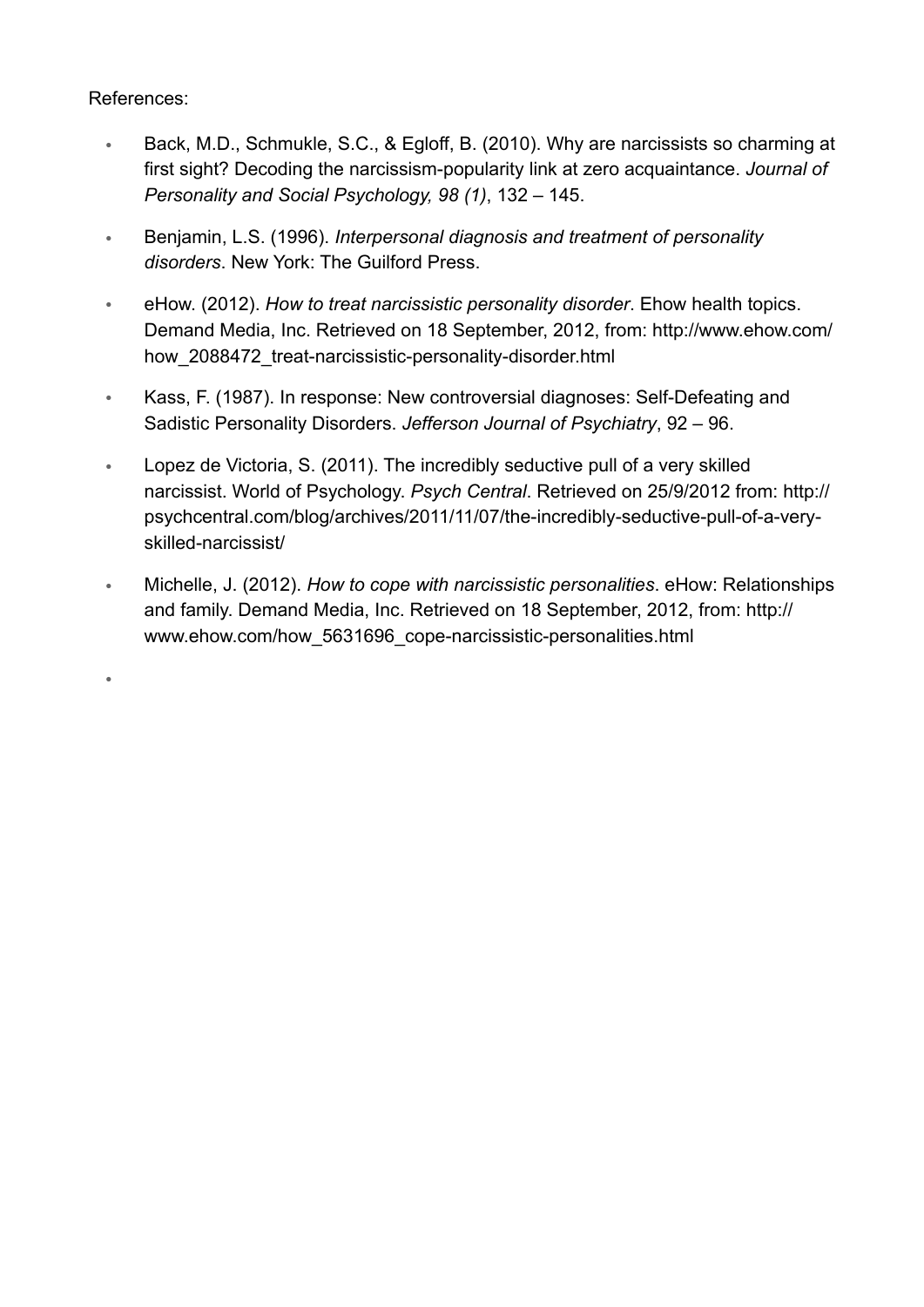References:

- Back, M.D., Schmukle, S.C., & Egloff, B. (2010). Why are narcissists so charming at first sight? Decoding the narcissism-popularity link at zero acquaintance. *Journal of Personality and Social Psychology, 98 (1)*, 132 – 145.
- Benjamin, L.S. (1996). *Interpersonal diagnosis and treatment of personality disorders*. New York: The Guilford Press.
- eHow. (2012). *How to treat narcissistic personality disorder*. Ehow health topics. Demand Media, Inc. Retrieved on 18 September, 2012, from: http://www.ehow.com/how_2088472_treat-narcissistic-personality-disorder.html
- Kass, F. (1987). In response: New controversial diagnoses: Self-Defeating and Sadistic Personality Disorders. *Jefferson Journal of Psychiatry*, 92 – 96.
- Lopez de Victoria, S. (2011). The incredibly seductive pull of a very skilled narcissist. World of Psychology. *Psych Central*. Retrieved on 25/9/2012 from: http://psychcentral.com/blog/archives/2011/11/07/the-incredibly-seductive-pull-of-a-very-skilled-narcissist/
- Michelle, J. (2012). *How to cope with narcissistic personalities*. eHow: Relationships and family. Demand Media, Inc. Retrieved on 18 September, 2012, from: http://www.ehow.com/how_5631696_cope-narcissistic-personalities.html